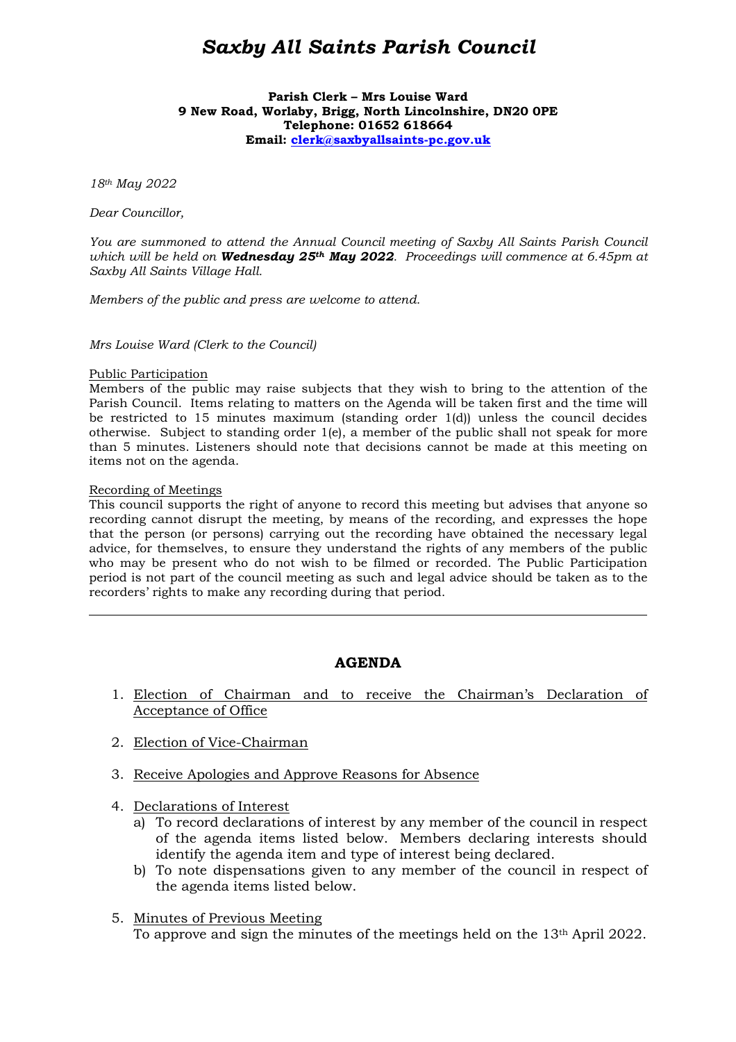# *Saxby All Saints Parish Council*

**Parish Clerk – Mrs Louise Ward**
**9 New Road, Worlaby, Brigg, North Lincolnshire, DN20 0PE**
**Telephone: 01652 618664**
**Email: clerk@saxbyallsaints-pc.gov.uk**

*18th May 2022*

*Dear Councillor,*

*You are summoned to attend the Annual Council meeting of Saxby All Saints Parish Council which will be held on* ***Wednesday 25th May 2022****. Proceedings will commence at 6.45pm at Saxby All Saints Village Hall.*

*Members of the public and press are welcome to attend.*

*Mrs Louise Ward (Clerk to the Council)*

Public Participation

Members of the public may raise subjects that they wish to bring to the attention of the Parish Council. Items relating to matters on the Agenda will be taken first and the time will be restricted to 15 minutes maximum (standing order 1(d)) unless the council decides otherwise. Subject to standing order 1(e), a member of the public shall not speak for more than 5 minutes. Listeners should note that decisions cannot be made at this meeting on items not on the agenda.

Recording of Meetings

This council supports the right of anyone to record this meeting but advises that anyone so recording cannot disrupt the meeting, by means of the recording, and expresses the hope that the person (or persons) carrying out the recording have obtained the necessary legal advice, for themselves, to ensure they understand the rights of any members of the public who may be present who do not wish to be filmed or recorded. The Public Participation period is not part of the council meeting as such and legal advice should be taken as to the recorders' rights to make any recording during that period.

---

## AGENDA

1. Election of Chairman and to receive the Chairman's Declaration of Acceptance of Office

2. Election of Vice-Chairman

3. Receive Apologies and Approve Reasons for Absence

4. Declarations of Interest
   a) To record declarations of interest by any member of the council in respect of the agenda items listed below. Members declaring interests should identify the agenda item and type of interest being declared.
   b) To note dispensations given to any member of the council in respect of the agenda items listed below.

5. Minutes of Previous Meeting
   To approve and sign the minutes of the meetings held on the 13th April 2022.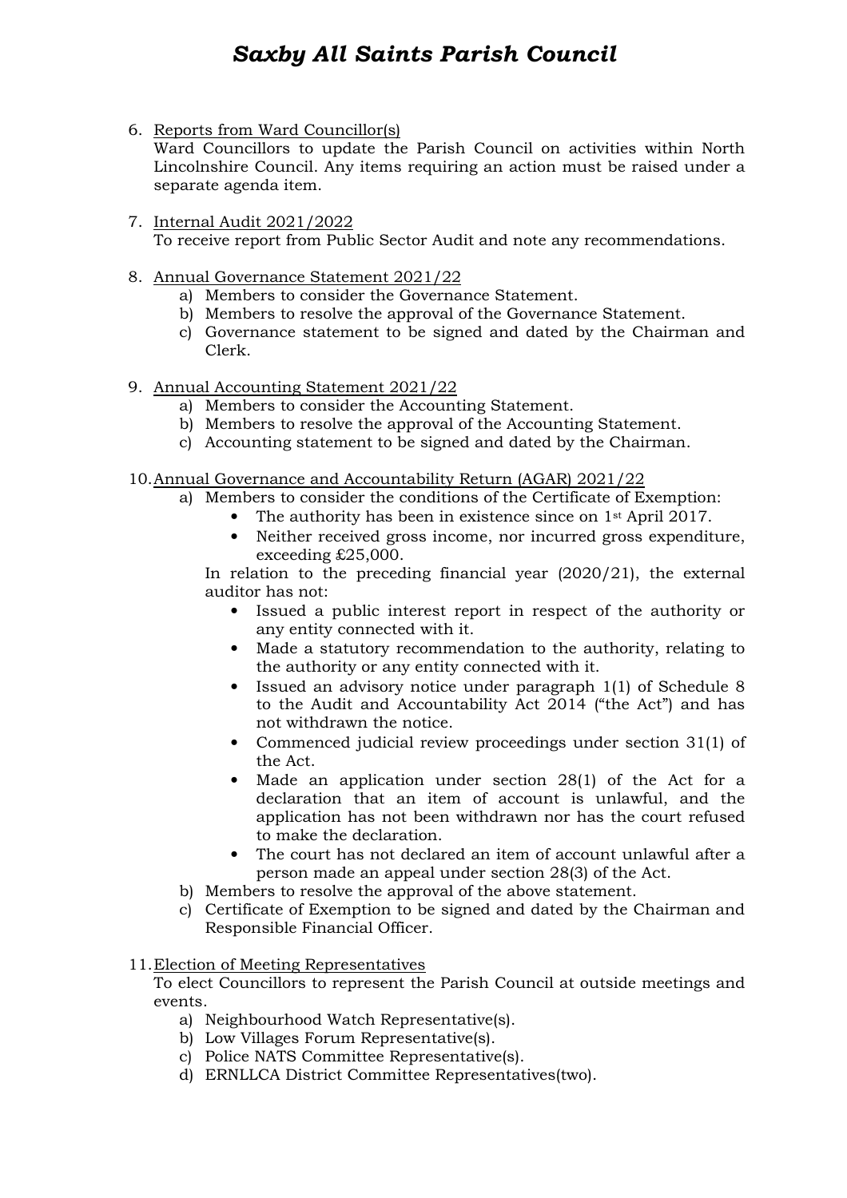6. Reports from Ward Councillor(s)
   Ward Councillors to update the Parish Council on activities within North Lincolnshire Council. Any items requiring an action must be raised under a separate agenda item.

7. Internal Audit 2021/2022
   To receive report from Public Sector Audit and note any recommendations.

8. Annual Governance Statement 2021/22
   a) Members to consider the Governance Statement.
   b) Members to resolve the approval of the Governance Statement.
   c) Governance statement to be signed and dated by the Chairman and Clerk.

9. Annual Accounting Statement 2021/22
   a) Members to consider the Accounting Statement.
   b) Members to resolve the approval of the Accounting Statement.
   c) Accounting statement to be signed and dated by the Chairman.

10. Annual Governance and Accountability Return (AGAR) 2021/22
    a) Members to consider the conditions of the Certificate of Exemption:
       - The authority has been in existence since on 1st April 2017.
       - Neither received gross income, nor incurred gross expenditure, exceeding £25,000.

       In relation to the preceding financial year (2020/21), the external auditor has not:
       - Issued a public interest report in respect of the authority or any entity connected with it.
       - Made a statutory recommendation to the authority, relating to the authority or any entity connected with it.
       - Issued an advisory notice under paragraph 1(1) of Schedule 8 to the Audit and Accountability Act 2014 ("the Act") and has not withdrawn the notice.
       - Commenced judicial review proceedings under section 31(1) of the Act.
       - Made an application under section 28(1) of the Act for a declaration that an item of account is unlawful, and the application has not been withdrawn nor has the court refused to make the declaration.
       - The court has not declared an item of account unlawful after a person made an appeal under section 28(3) of the Act.
    b) Members to resolve the approval of the above statement.
    c) Certificate of Exemption to be signed and dated by the Chairman and Responsible Financial Officer.

11. Election of Meeting Representatives
    To elect Councillors to represent the Parish Council at outside meetings and events.
    a) Neighbourhood Watch Representative(s).
    b) Low Villages Forum Representative(s).
    c) Police NATS Committee Representative(s).
    d) ERNLLCA District Committee Representatives(two).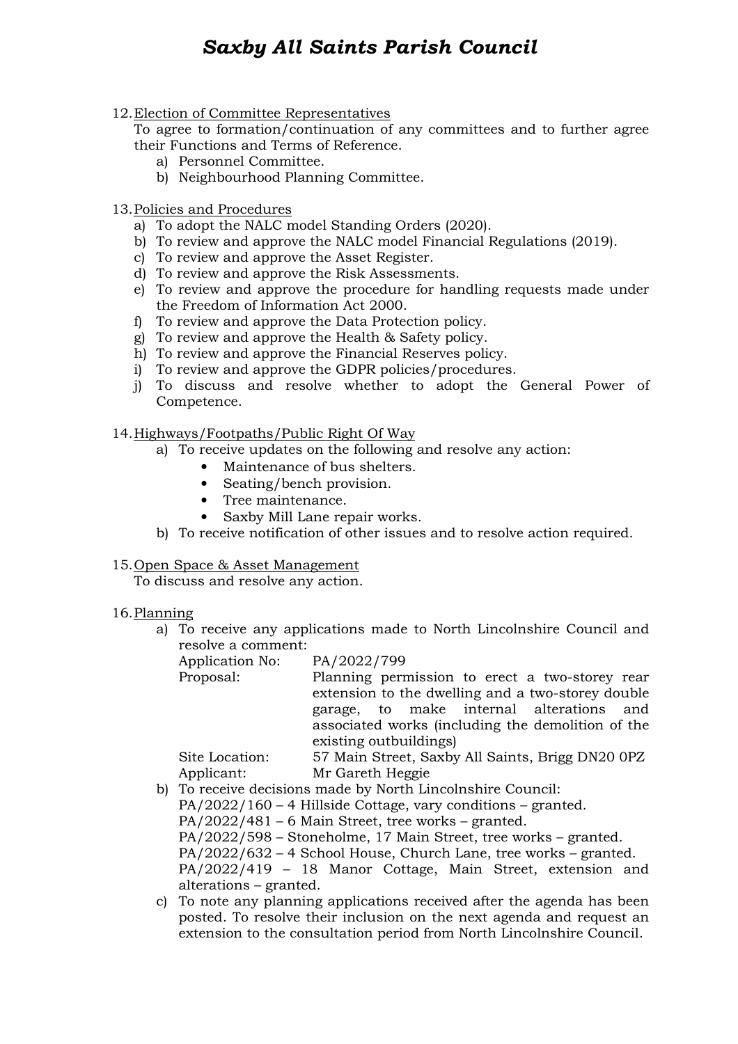12. <u>Election of Committee Representatives</u>

    To agree to formation/continuation of any committees and to further agree their Functions and Terms of Reference.

    a) Personnel Committee.
    b) Neighbourhood Planning Committee.

13. <u>Policies and Procedures</u>

    a) To adopt the NALC model Standing Orders (2020).
    b) To review and approve the NALC model Financial Regulations (2019).
    c) To review and approve the Asset Register.
    d) To review and approve the Risk Assessments.
    e) To review and approve the procedure for handling requests made under the Freedom of Information Act 2000.
    f) To review and approve the Data Protection policy.
    g) To review and approve the Health & Safety policy.
    h) To review and approve the Financial Reserves policy.
    i) To review and approve the GDPR policies/procedures.
    j) To discuss and resolve whether to adopt the General Power of Competence.

14. <u>Highways/Footpaths/Public Right Of Way</u>

    a) To receive updates on the following and resolve any action:
        - Maintenance of bus shelters.
        - Seating/bench provision.
        - Tree maintenance.
        - Saxby Mill Lane repair works.
    b) To receive notification of other issues and to resolve action required.

15. <u>Open Space & Asset Management</u>

    To discuss and resolve any action.

16. <u>Planning</u>

    a) To receive any applications made to North Lincolnshire Council and resolve a comment:

       Application No: PA/2022/799
       Proposal: Planning permission to erect a two-storey rear extension to the dwelling and a two-storey double garage, to make internal alterations and associated works (including the demolition of the existing outbuildings)
       Site Location: 57 Main Street, Saxby All Saints, Brigg DN20 0PZ
       Applicant: Mr Gareth Heggie

    b) To receive decisions made by North Lincolnshire Council:

       PA/2022/160 – 4 Hillside Cottage, vary conditions – granted.
       PA/2022/481 – 6 Main Street, tree works – granted.
       PA/2022/598 – Stoneholme, 17 Main Street, tree works – granted.
       PA/2022/632 – 4 School House, Church Lane, tree works – granted.
       PA/2022/419 – 18 Manor Cottage, Main Street, extension and alterations – granted.

    c) To note any planning applications received after the agenda has been posted. To resolve their inclusion on the next agenda and request an extension to the consultation period from North Lincolnshire Council.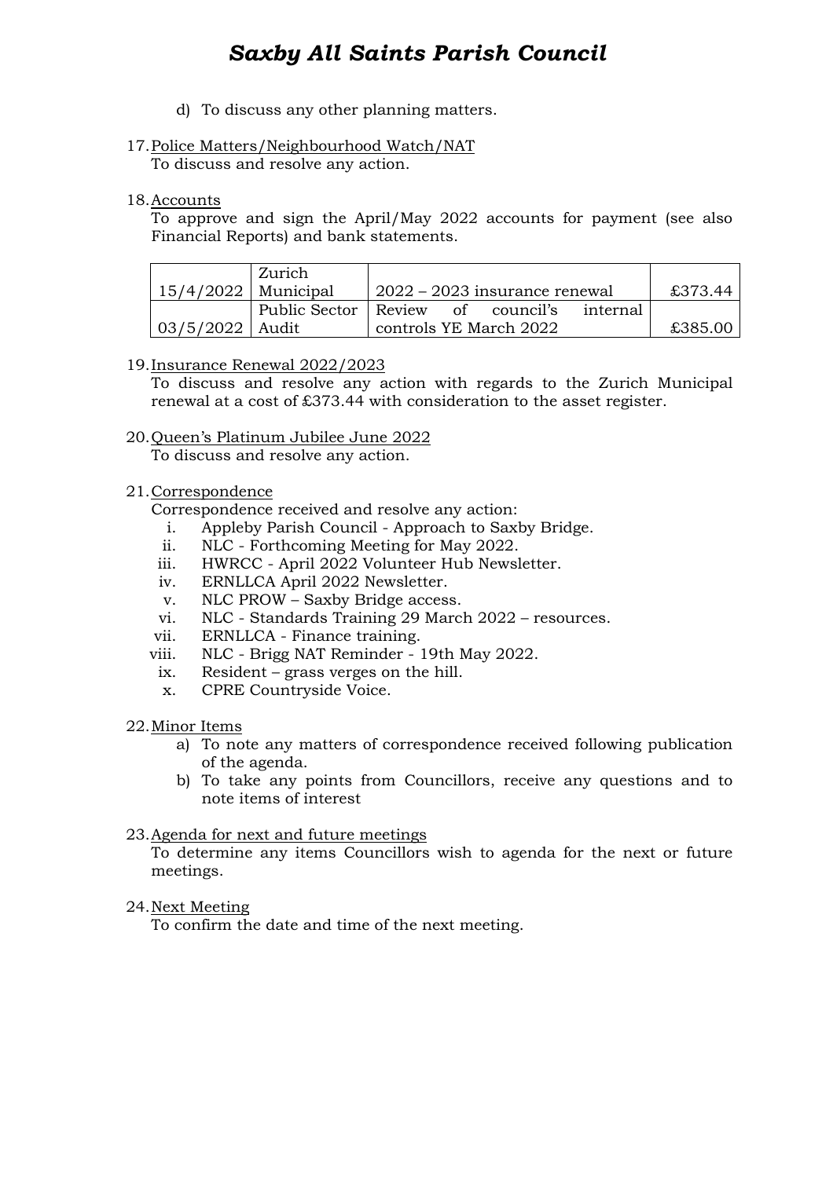d) To discuss any other planning matters.

17. Police Matters/Neighbourhood Watch/NAT
    To discuss and resolve any action.

18. Accounts
    To approve and sign the April/May 2022 accounts for payment (see also Financial Reports) and bank statements.

| | | | |
|---|---|---|---|
| 15/4/2022 | Zurich Municipal | 2022 – 2023 insurance renewal | £373.44 |
| 03/5/2022 | Public Sector Audit | Review of council's internal controls YE March 2022 | £385.00 |

19. Insurance Renewal 2022/2023
    To discuss and resolve any action with regards to the Zurich Municipal renewal at a cost of £373.44 with consideration to the asset register.

20. Queen's Platinum Jubilee June 2022
    To discuss and resolve any action.

21. Correspondence
    Correspondence received and resolve any action:
    i. Appleby Parish Council - Approach to Saxby Bridge.
    ii. NLC - Forthcoming Meeting for May 2022.
    iii. HWRCC - April 2022 Volunteer Hub Newsletter.
    iv. ERNLLCA April 2022 Newsletter.
    v. NLC PROW – Saxby Bridge access.
    vi. NLC - Standards Training 29 March 2022 – resources.
    vii. ERNLLCA - Finance training.
    viii. NLC - Brigg NAT Reminder - 19th May 2022.
    ix. Resident – grass verges on the hill.
    x. CPRE Countryside Voice.

22. Minor Items
    a) To note any matters of correspondence received following publication of the agenda.
    b) To take any points from Councillors, receive any questions and to note items of interest

23. Agenda for next and future meetings
    To determine any items Councillors wish to agenda for the next or future meetings.

24. Next Meeting
    To confirm the date and time of the next meeting.